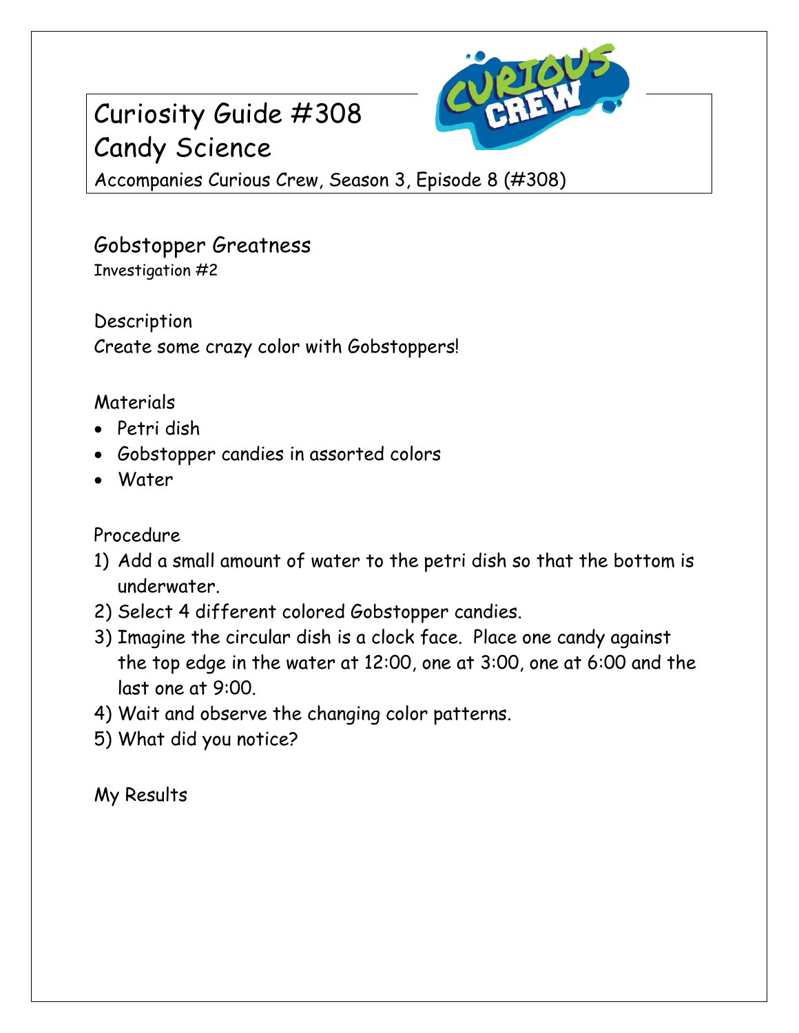# Curiosity Guide #308
# Candy Science

Accompanies Curious Crew, Season 3, Episode 8 (#308)

## Gobstopper Greatness

Investigation #2

### Description

Create some crazy color with Gobstoppers!

### Materials

- Petri dish
- Gobstopper candies in assorted colors
- Water

### Procedure

1) Add a small amount of water to the petri dish so that the bottom is underwater.
2) Select 4 different colored Gobstopper candies.
3) Imagine the circular dish is a clock face. Place one candy against the top edge in the water at 12:00, one at 3:00, one at 6:00 and the last one at 9:00.
4) Wait and observe the changing color patterns.
5) What did you notice?

### My Results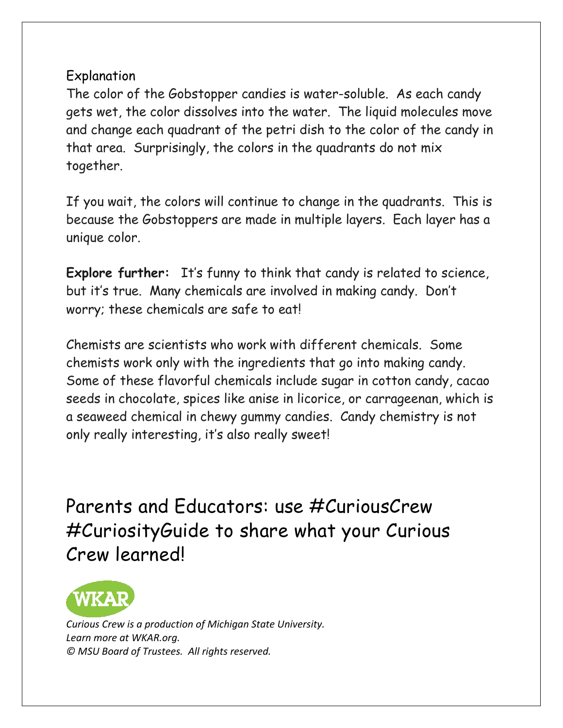## Explanation

The color of the Gobstopper candies is water-soluble. As each candy gets wet, the color dissolves into the water. The liquid molecules move and change each quadrant of the petri dish to the color of the candy in that area. Surprisingly, the colors in the quadrants do not mix together.

If you wait, the colors will continue to change in the quadrants. This is because the Gobstoppers are made in multiple layers. Each layer has a unique color.

**Explore further:** It's funny to think that candy is related to science, but it's true. Many chemicals are involved in making candy. Don't worry; these chemicals are safe to eat!

Chemists are scientists who work with different chemicals. Some chemists work only with the ingredients that go into making candy. Some of these flavorful chemicals include sugar in cotton candy, cacao seeds in chocolate, spices like anise in licorice, or carrageenan, which is a seaweed chemical in chewy gummy candies. Candy chemistry is not only really interesting, it's also really sweet!

# Parents and Educators: use #CuriousCrew #CuriosityGuide to share what your Curious Crew learned!

WKAR

*Curious Crew is a production of Michigan State University.*
*Learn more at WKAR.org.*
*© MSU Board of Trustees. All rights reserved.*